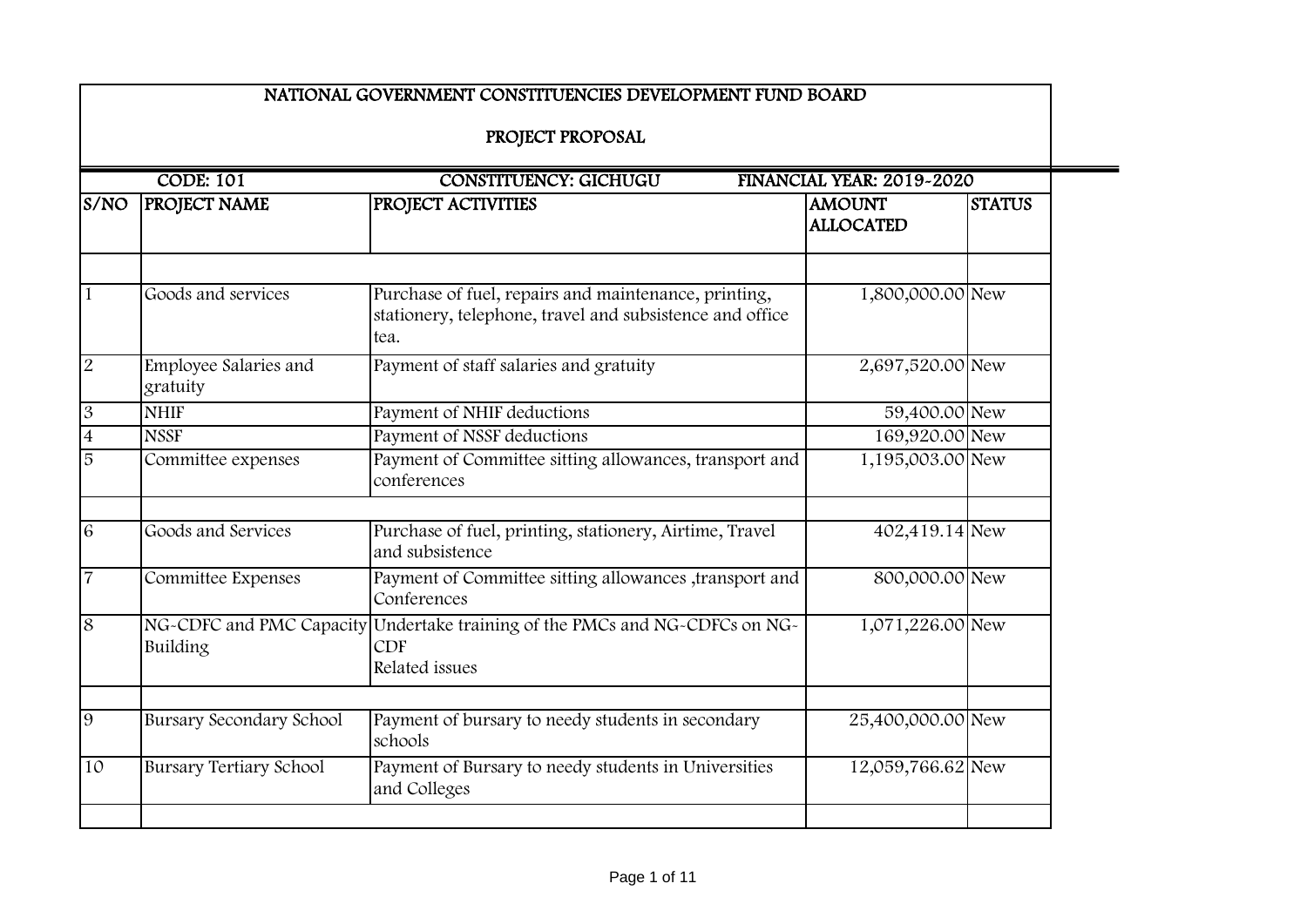# NATIONAL GOVERNMENT CONSTITUENCIES DEVELOPMENT FUND BOARD

## PROJECT PROPOSAL

**CODE: 101** | **CONSTITUENCY: GICHUGU** | **FINANCIAL YEAR: 2019-2020**

| S/NO | PROJECT NAME | PROJECT ACTIVITIES | AMOUNT ALLOCATED | STATUS |
|---|---|---|---|---|
| | | | | |
| 1 | Goods and services | Purchase of fuel, repairs and maintenance, printing, stationery, telephone, travel and subsistence and office tea. | 1,800,000.00 | New |
| 2 | Employee Salaries and gratuity | Payment of staff salaries and gratuity | 2,697,520.00 | New |
| 3 | NHIF | Payment of NHIF deductions | 59,400.00 | New |
| 4 | NSSF | Payment of NSSF deductions | 169,920.00 | New |
| 5 | Committee expenses | Payment of Committee sitting allowances, transport and conferences | 1,195,003.00 | New |
| | | | | |
| 6 | Goods and Services | Purchase of fuel, printing, stationery, Airtime, Travel and subsistence | 402,419.14 | New |
| 7 | Committee Expenses | Payment of Committee sitting allowances ,transport and Conferences | 800,000.00 | New |
| 8 | NG-CDFC and PMC Capacity Building | Undertake training of the PMCs and NG-CDFCs on NG-CDF Related issues | 1,071,226.00 | New |
| | | | | |
| 9 | Bursary Secondary School | Payment of bursary to needy students in secondary schools | 25,400,000.00 | New |
| 10 | Bursary Tertiary School | Payment of Bursary to needy students in Universities and Colleges | 12,059,766.62 | New |
| | | | | |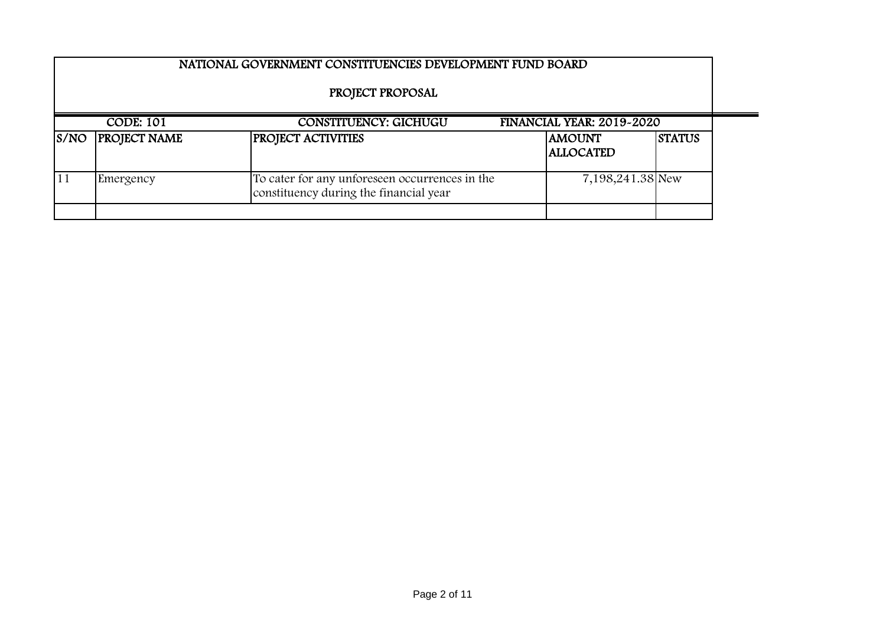## NATIONAL GOVERNMENT CONSTITUENCIES DEVELOPMENT FUND BOARD

### PROJECT PROPOSAL

CODE: 101 | CONSTITUENCY: GICHUGU | FINANCIAL YEAR: 2019-2020

| S/NO | PROJECT NAME | PROJECT ACTIVITIES | AMOUNT ALLOCATED | STATUS |
|---|---|---|---|---|
| 11 | Emergency | To cater for any unforeseen occurrences in the constituency during the financial year | 7,198,241.38 | New |
| | | | | |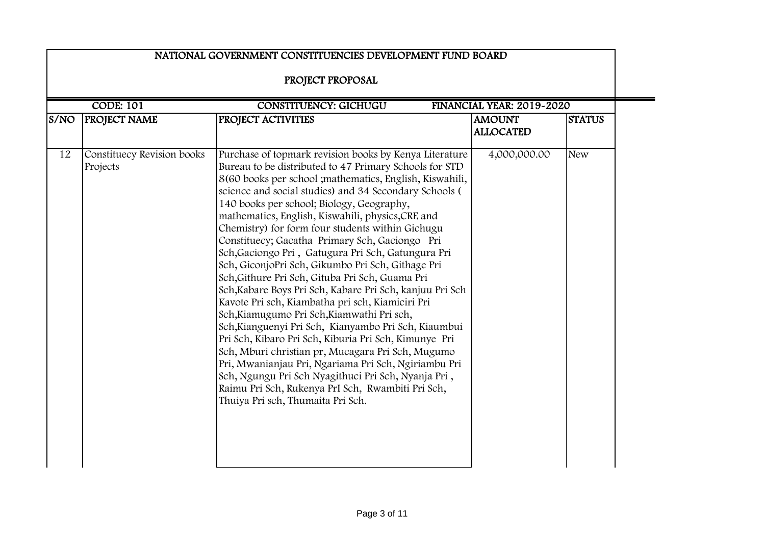# NATIONAL GOVERNMENT CONSTITUENCIES DEVELOPMENT FUND BOARD

## PROJECT PROPOSAL

**CODE: 101** | **CONSTITUENCY: GICHUGU** | **FINANCIAL YEAR: 2019-2020**

| S/NO | PROJECT NAME | PROJECT ACTIVITIES | AMOUNT ALLOCATED | STATUS |
|---|---|---|---|---|
| 12 | Constituecy Revision books Projects | Purchase of topmark revision books by Kenya Literature Bureau to be distributed to 47 Primary Schools for STD 8(60 books per school ;mathematics, English, Kiswahili, science and social studies) and 34 Secondary Schools ( 140 books per school; Biology, Geography, mathematics, English, Kiswahili, physics,CRE and Chemistry) for form four students within Gichugu Constituecy; Gacatha Primary Sch, Gaciongo Pri Sch,Gaciongo Pri , Gatugura Pri Sch, Gatungura Pri Sch, GiconjoPri Sch, Gikumbo Pri Sch, Githage Pri Sch,Githure Pri Sch, Gituba Pri Sch, Guama Pri Sch,Kabare Boys Pri Sch, Kabare Pri Sch, kanjuu Pri Sch Kavote Pri sch, Kiambatha pri sch, Kiamiciri Pri Sch,Kiamugumo Pri Sch,Kiamwathi Pri sch, Sch,Kianguenyi Pri Sch, Kianyambo Pri Sch, Kiaumbui Pri Sch, Kibaro Pri Sch, Kiburia Pri Sch, Kimunye Pri Sch, Mburi christian pr, Mucagara Pri Sch, Mugumo Pri, Mwanianjau Pri, Ngariama Pri Sch, Ngiriambu Pri Sch, Ngungu Pri Sch Nyagithuci Pri Sch, Nyanja Pri , Raimu Pri Sch, Rukenya PrI Sch, Rwambiti Pri Sch, Thuiya Pri sch, Thumaita Pri Sch. | 4,000,000.00 | New |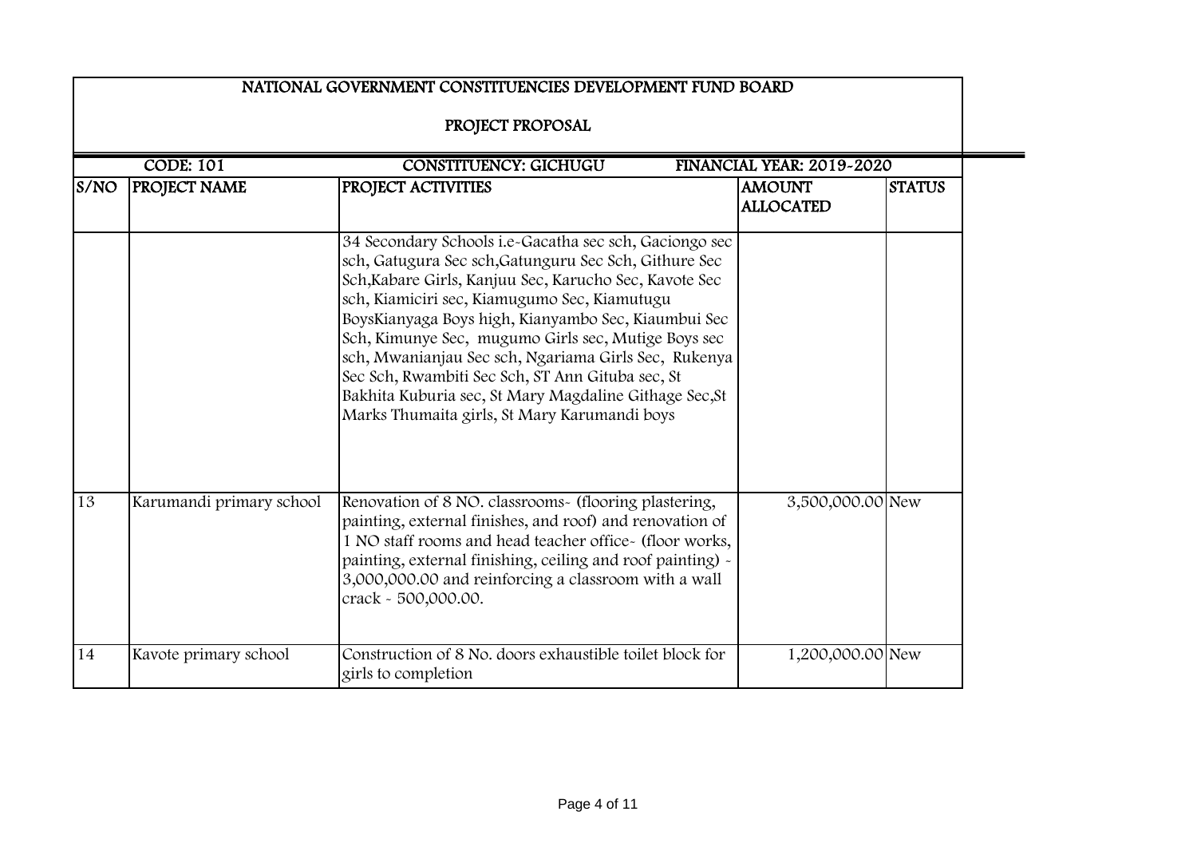# NATIONAL GOVERNMENT CONSTITUENCIES DEVELOPMENT FUND BOARD

## PROJECT PROPOSAL

| CODE: 101 | | CONSTITUENCY: GICHUGU | FINANCIAL YEAR: 2019-2020 | |
|---|---|---|---|---|
| **S/NO** | **PROJECT NAME** | **PROJECT ACTIVITIES** | **AMOUNT ALLOCATED** | **STATUS** |
| | | 34 Secondary Schools i.e-Gacatha sec sch, Gaciongo sec sch, Gatugura Sec sch,Gatunguru Sec Sch, Githure Sec Sch,Kabare Girls, Kanjuu Sec, Karucho Sec, Kavote Sec sch, Kiamiciri sec, Kiamugumo Sec, Kiamutugu BoysKianyaga Boys high, Kianyambo Sec, Kiaumbui Sec Sch, Kimunye Sec, mugumo Girls sec, Mutige Boys sec sch, Mwanianjau Sec sch, Ngariama Girls Sec, Rukenya Sec Sch, Rwambiti Sec Sch, ST Ann Gituba sec, St Bakhita Kuburia sec, St Mary Magdaline Githage Sec,St Marks Thumaita girls, St Mary Karumandi boys | | |
| 13 | Karumandi primary school | Renovation of 8 NO. classrooms- (flooring plastering, painting, external finishes, and roof) and renovation of 1 NO staff rooms and head teacher office- (floor works, painting, external finishing, ceiling and roof painting) - 3,000,000.00 and reinforcing a classroom with a wall crack - 500,000.00. | 3,500,000.00 | New |
| 14 | Kavote primary school | Construction of 8 No. doors exhaustible toilet block for girls to completion | 1,200,000.00 | New |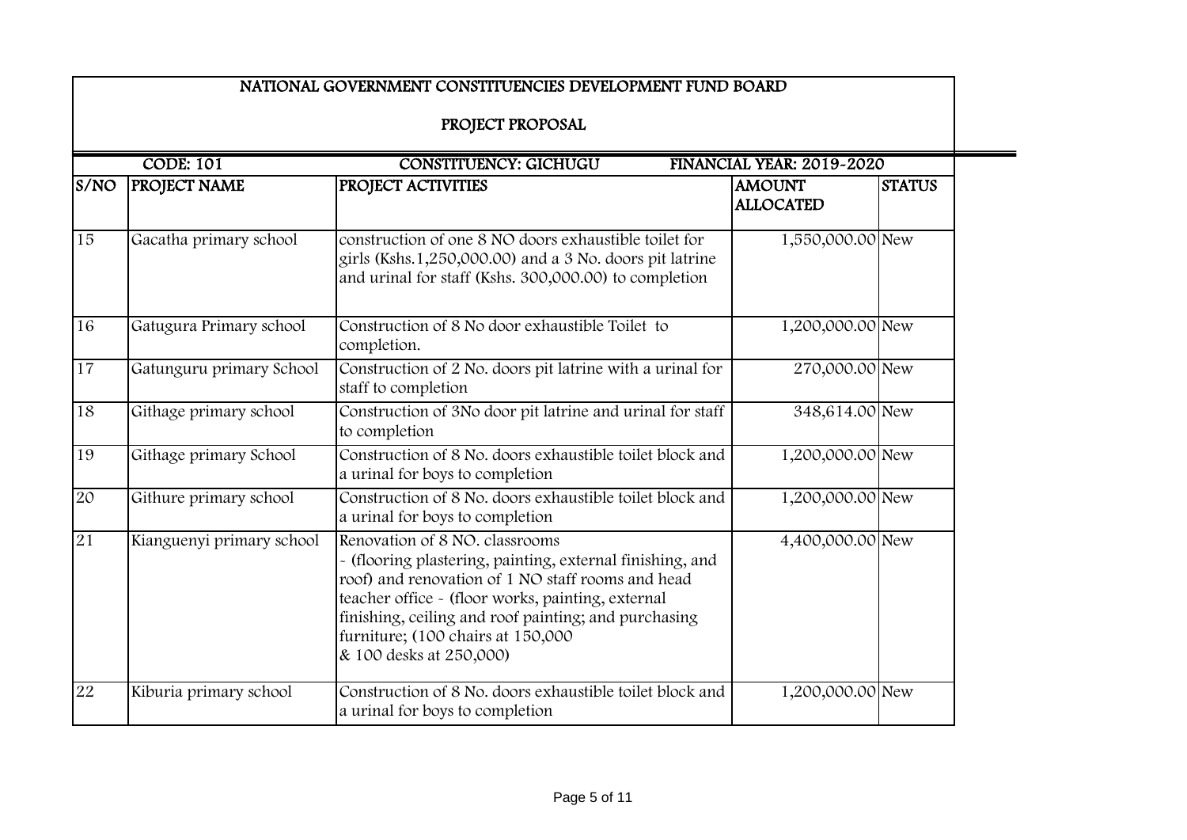## NATIONAL GOVERNMENT CONSTITUENCIES DEVELOPMENT FUND BOARD

### PROJECT PROPOSAL

**CODE: 101** | **CONSTITUENCY: GICHUGU** | **FINANCIAL YEAR: 2019-2020**

| S/NO | PROJECT NAME | PROJECT ACTIVITIES | AMOUNT ALLOCATED | STATUS |
|---|---|---|---|---|
| 15 | Gacatha primary school | construction of one 8 NO doors exhaustible toilet for girls (Kshs.1,250,000.00) and a 3 No. doors pit latrine and urinal for staff (Kshs. 300,000.00) to completion | 1,550,000.00 | New |
| 16 | Gatugura Primary school | Construction of 8 No door exhaustible Toilet to completion. | 1,200,000.00 | New |
| 17 | Gatunguru primary School | Construction of 2 No. doors pit latrine with a urinal for staff to completion | 270,000.00 | New |
| 18 | Githage primary school | Construction of 3No door pit latrine and urinal for staff to completion | 348,614.00 | New |
| 19 | Githage primary School | Construction of 8 No. doors exhaustible toilet block and a urinal for boys to completion | 1,200,000.00 | New |
| 20 | Githure primary school | Construction of 8 No. doors exhaustible toilet block and a urinal for boys to completion | 1,200,000.00 | New |
| 21 | Kianguenyi primary school | Renovation of 8 NO. classrooms - (flooring plastering, painting, external finishing, and roof) and renovation of 1 NO staff rooms and head teacher office - (floor works, painting, external finishing, ceiling and roof painting; and purchasing furniture; (100 chairs at 150,000 & 100 desks at 250,000) | 4,400,000.00 | New |
| 22 | Kiburia primary school | Construction of 8 No. doors exhaustible toilet block and a urinal for boys to completion | 1,200,000.00 | New |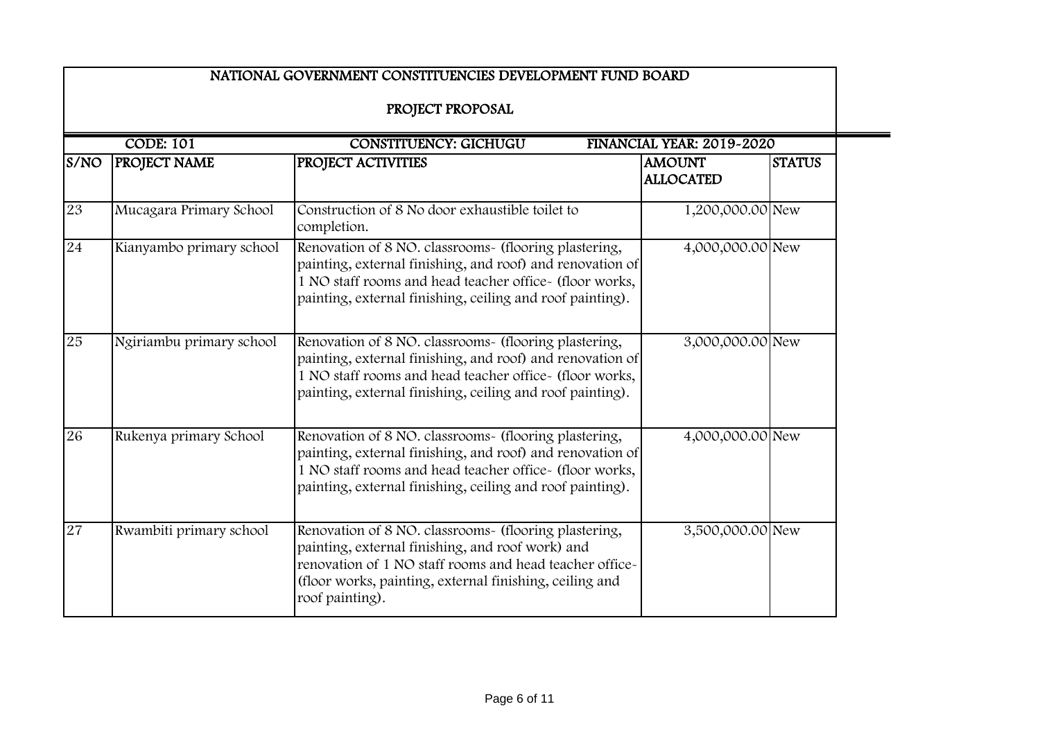# NATIONAL GOVERNMENT CONSTITUENCIES DEVELOPMENT FUND BOARD

## PROJECT PROPOSAL

| CODE: 101 | | CONSTITUENCY: GICHUGU | FINANCIAL YEAR: 2019-2020 | |
|---|---|---|---|---|
| **S/NO** | **PROJECT NAME** | **PROJECT ACTIVITIES** | **AMOUNT ALLOCATED** | **STATUS** |
| 23 | Mucagara Primary School | Construction of 8 No door exhaustible toilet to completion. | 1,200,000.00 | New |
| 24 | Kianyambo primary school | Renovation of 8 NO. classrooms- (flooring plastering, painting, external finishing, and roof) and renovation of 1 NO staff rooms and head teacher office- (floor works, painting, external finishing, ceiling and roof painting). | 4,000,000.00 | New |
| 25 | Ngiriambu primary school | Renovation of 8 NO. classrooms- (flooring plastering, painting, external finishing, and roof) and renovation of 1 NO staff rooms and head teacher office- (floor works, painting, external finishing, ceiling and roof painting). | 3,000,000.00 | New |
| 26 | Rukenya primary School | Renovation of 8 NO. classrooms- (flooring plastering, painting, external finishing, and roof) and renovation of 1 NO staff rooms and head teacher office- (floor works, painting, external finishing, ceiling and roof painting). | 4,000,000.00 | New |
| 27 | Rwambiti primary school | Renovation of 8 NO. classrooms- (flooring plastering, painting, external finishing, and roof work) and renovation of 1 NO staff rooms and head teacher office- (floor works, painting, external finishing, ceiling and roof painting). | 3,500,000.00 | New |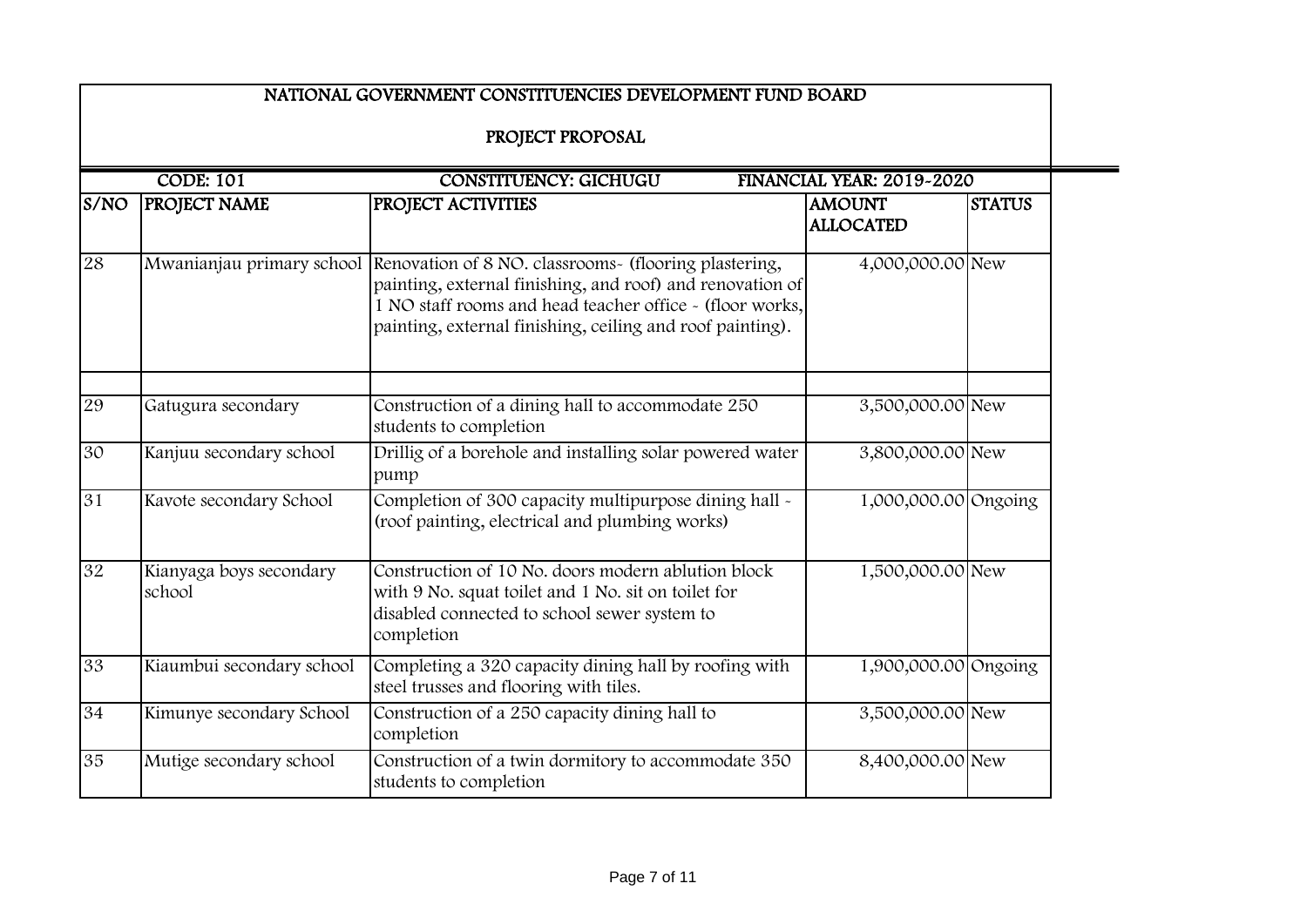# NATIONAL GOVERNMENT CONSTITUENCIES DEVELOPMENT FUND BOARD

## PROJECT PROPOSAL

| CODE: 101 | | CONSTITUENCY: GICHUGU | FINANCIAL YEAR: 2019-2020 | |
|---|---|---|---|---|
| **S/NO** | **PROJECT NAME** | **PROJECT ACTIVITIES** | **AMOUNT ALLOCATED** | **STATUS** |
| 28 | Mwanianjau primary school | Renovation of 8 NO. classrooms- (flooring plastering, painting, external finishing, and roof) and renovation of 1 NO staff rooms and head teacher office - (floor works, painting, external finishing, ceiling and roof painting). | 4,000,000.00 | New |
| | | | | |
| 29 | Gatugura secondary | Construction of a dining hall to accommodate 250 students to completion | 3,500,000.00 | New |
| 30 | Kanjuu secondary school | Drillig of a borehole and installing solar powered water pump | 3,800,000.00 | New |
| 31 | Kavote secondary School | Completion of 300 capacity multipurpose dining hall - (roof painting, electrical and plumbing works) | 1,000,000.00 | Ongoing |
| 32 | Kianyaga boys secondary school | Construction of 10 No. doors modern ablution block with 9 No. squat toilet and 1 No. sit on toilet for disabled connected to school sewer system to completion | 1,500,000.00 | New |
| 33 | Kiaumbui secondary school | Completing a 320 capacity dining hall by roofing with steel trusses and flooring with tiles. | 1,900,000.00 | Ongoing |
| 34 | Kimunye secondary School | Construction of a 250 capacity dining hall to completion | 3,500,000.00 | New |
| 35 | Mutige secondary school | Construction of a twin dormitory to accommodate 350 students to completion | 8,400,000.00 | New |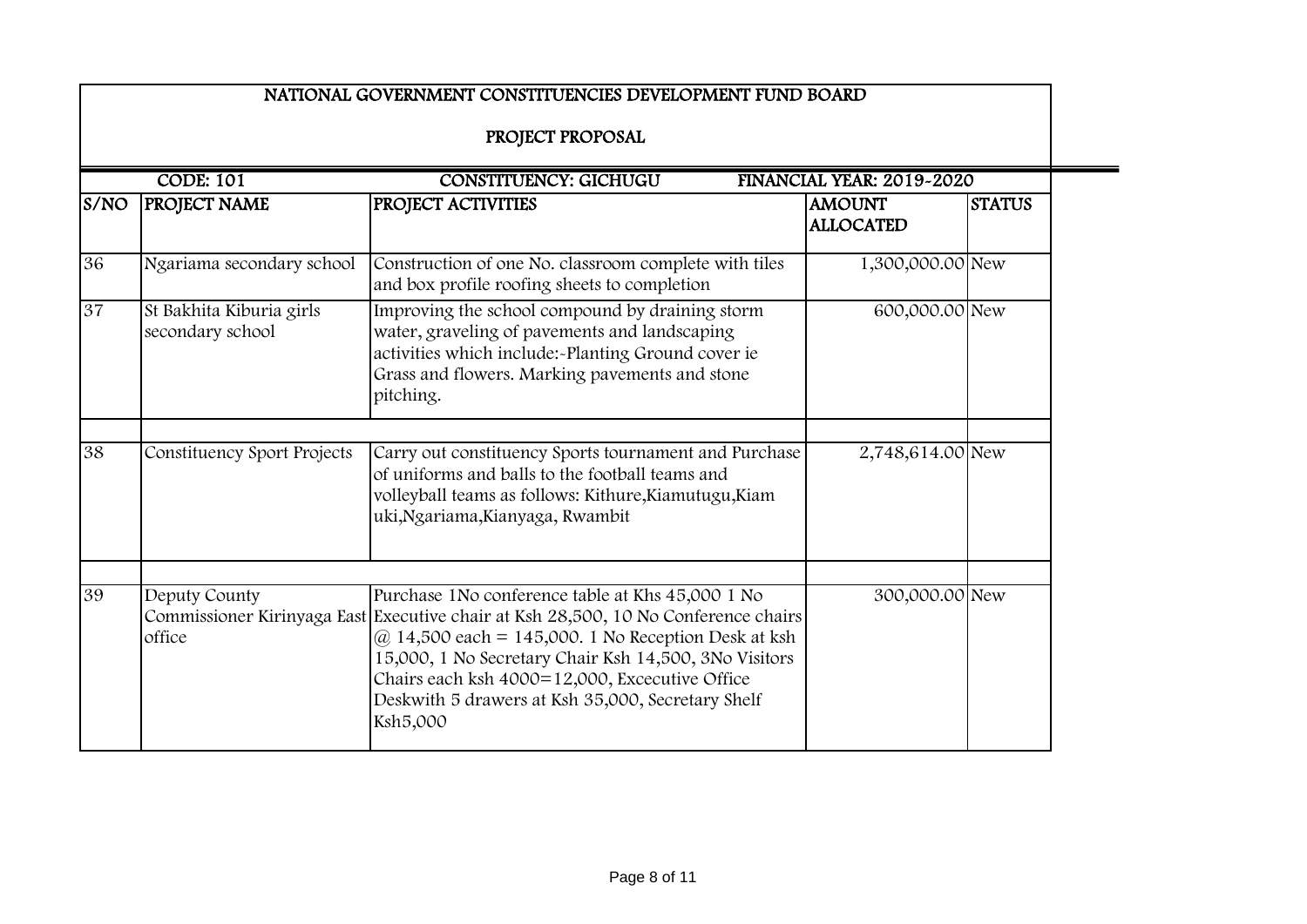## NATIONAL GOVERNMENT CONSTITUENCIES DEVELOPMENT FUND BOARD

### PROJECT PROPOSAL

| CODE: 101 | | CONSTITUENCY: GICHUGU | FINANCIAL YEAR: 2019-2020 | |
|---|---|---|---|---|
| **S/NO** | **PROJECT NAME** | **PROJECT ACTIVITIES** | **AMOUNT ALLOCATED** | **STATUS** |
| 36 | Ngariama secondary school | Construction of one No. classroom complete with tiles and box profile roofing sheets to completion | 1,300,000.00 | New |
| 37 | St Bakhita Kiburia girls secondary school | Improving the school compound by draining storm water, graveling of pavements and landscaping activities which include:-Planting Ground cover ie Grass and flowers. Marking pavements and stone pitching. | 600,000.00 | New |
| | | | | |
| 38 | Constituency Sport Projects | Carry out constituency Sports tournament and Purchase of uniforms and balls to the football teams and volleyball teams as follows: Kithure,Kiamutugu,Kiamuki,Ngariama,Kianyaga, Rwambit | 2,748,614.00 | New |
| | | | | |
| 39 | Deputy County Commissioner Kirinyaga East office | Purchase 1No conference table at Khs 45,000 1 No Executive chair at Ksh 28,500, 10 No Conference chairs @ 14,500 each = 145,000. 1 No Reception Desk at ksh 15,000, 1 No Secretary Chair Ksh 14,500, 3No Visitors Chairs each ksh 4000=12,000, Excecutive Office Deskwith 5 drawers at Ksh 35,000, Secretary Shelf Ksh5,000 | 300,000.00 | New |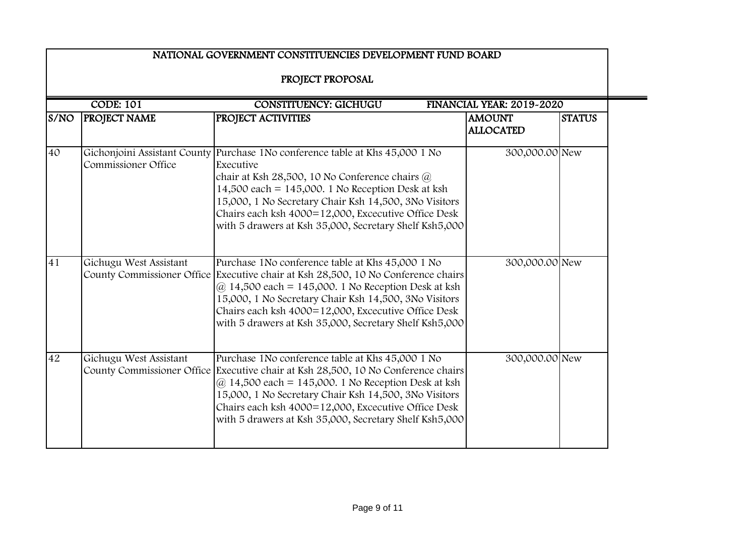## NATIONAL GOVERNMENT CONSTITUENCIES DEVELOPMENT FUND BOARD

### PROJECT PROPOSAL

| CODE: 101 | CONSTITUENCY: GICHUGU | | FINANCIAL YEAR: 2019-2020 | |
|---|---|---|---|---|
| S/NO | PROJECT NAME | PROJECT ACTIVITIES | AMOUNT ALLOCATED | STATUS |
| 40 | Gichonjoini Assistant County Commissioner Office | Purchase 1No conference table at Khs 45,000 1 No Executive chair at Ksh 28,500, 10 No Conference chairs @ 14,500 each = 145,000. 1 No Reception Desk at ksh 15,000, 1 No Secretary Chair Ksh 14,500, 3No Visitors Chairs each ksh 4000=12,000, Excecutive Office Desk with 5 drawers at Ksh 35,000, Secretary Shelf Ksh5,000 | 300,000.00 | New |
| 41 | Gichugu West Assistant County Commissioner Office | Purchase 1No conference table at Khs 45,000 1 No Executive chair at Ksh 28,500, 10 No Conference chairs @ 14,500 each = 145,000. 1 No Reception Desk at ksh 15,000, 1 No Secretary Chair Ksh 14,500, 3No Visitors Chairs each ksh 4000=12,000, Excecutive Office Desk with 5 drawers at Ksh 35,000, Secretary Shelf Ksh5,000 | 300,000.00 | New |
| 42 | Gichugu West Assistant County Commissioner Office | Purchase 1No conference table at Khs 45,000 1 No Executive chair at Ksh 28,500, 10 No Conference chairs @ 14,500 each = 145,000. 1 No Reception Desk at ksh 15,000, 1 No Secretary Chair Ksh 14,500, 3No Visitors Chairs each ksh 4000=12,000, Excecutive Office Desk with 5 drawers at Ksh 35,000, Secretary Shelf Ksh5,000 | 300,000.00 | New |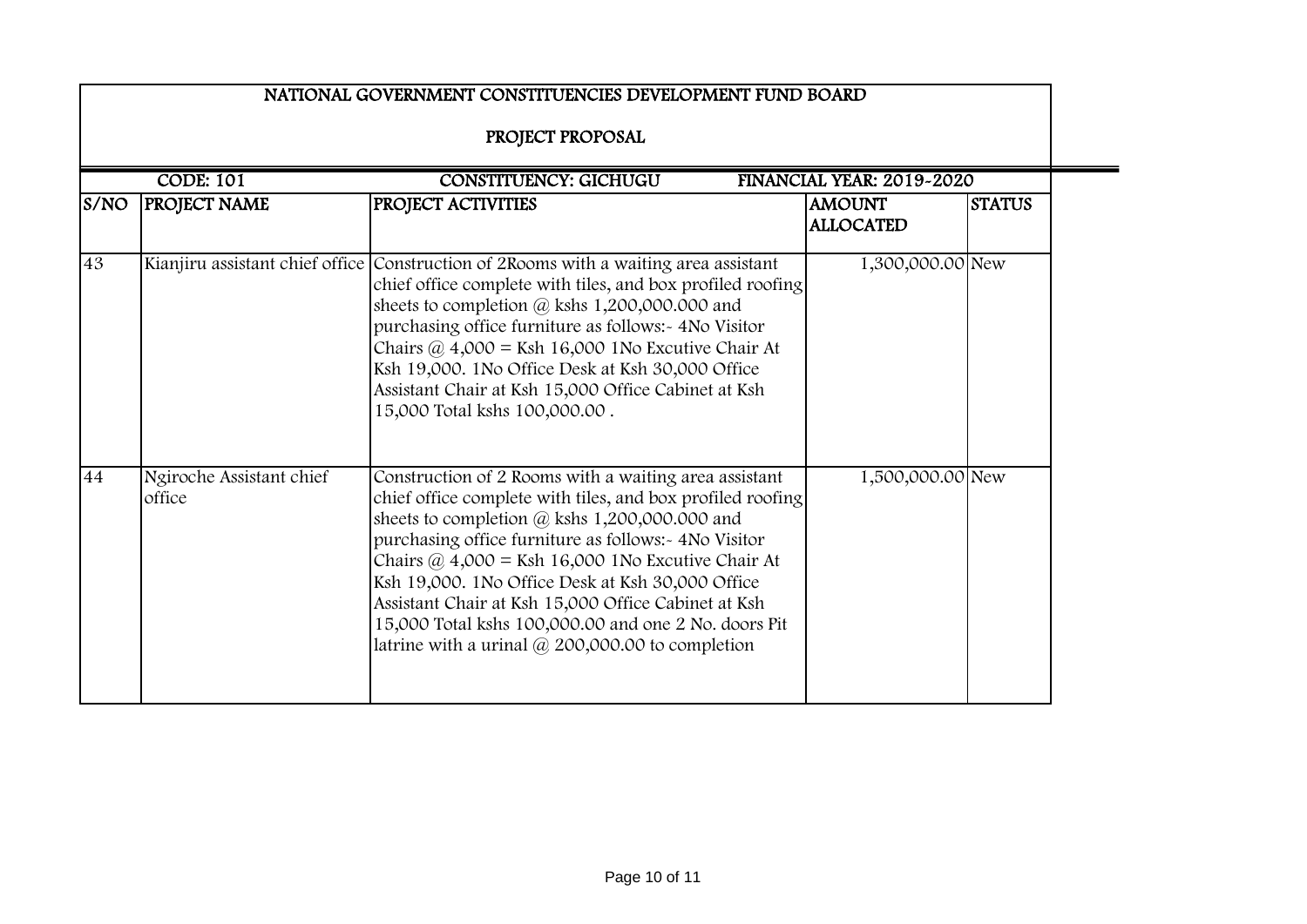## NATIONAL GOVERNMENT CONSTITUENCIES DEVELOPMENT FUND BOARD

### PROJECT PROPOSAL

| CODE: 101 | | CONSTITUENCY: GICHUGU | FINANCIAL YEAR: 2019-2020 | |
|---|---|---|---|---|
| **S/NO** | **PROJECT NAME** | **PROJECT ACTIVITIES** | **AMOUNT ALLOCATED** | **STATUS** |
| 43 | Kianjiru assistant chief office | Construction of 2Rooms with a waiting area assistant chief office complete with tiles, and box profiled roofing sheets to completion @ kshs 1,200,000.000 and purchasing office furniture as follows:- 4No Visitor Chairs @ 4,000 = Ksh 16,000 1No Excutive Chair At Ksh 19,000. 1No Office Desk at Ksh 30,000 Office Assistant Chair at Ksh 15,000 Office Cabinet at Ksh 15,000 Total kshs 100,000.00 . | 1,300,000.00 | New |
| 44 | Ngiroche Assistant chief office | Construction of 2 Rooms with a waiting area assistant chief office complete with tiles, and box profiled roofing sheets to completion @ kshs 1,200,000.000 and purchasing office furniture as follows:- 4No Visitor Chairs @ 4,000 = Ksh 16,000 1No Excutive Chair At Ksh 19,000. 1No Office Desk at Ksh 30,000 Office Assistant Chair at Ksh 15,000 Office Cabinet at Ksh 15,000 Total kshs 100,000.00 and one 2 No. doors Pit latrine with a urinal @ 200,000.00 to completion | 1,500,000.00 | New |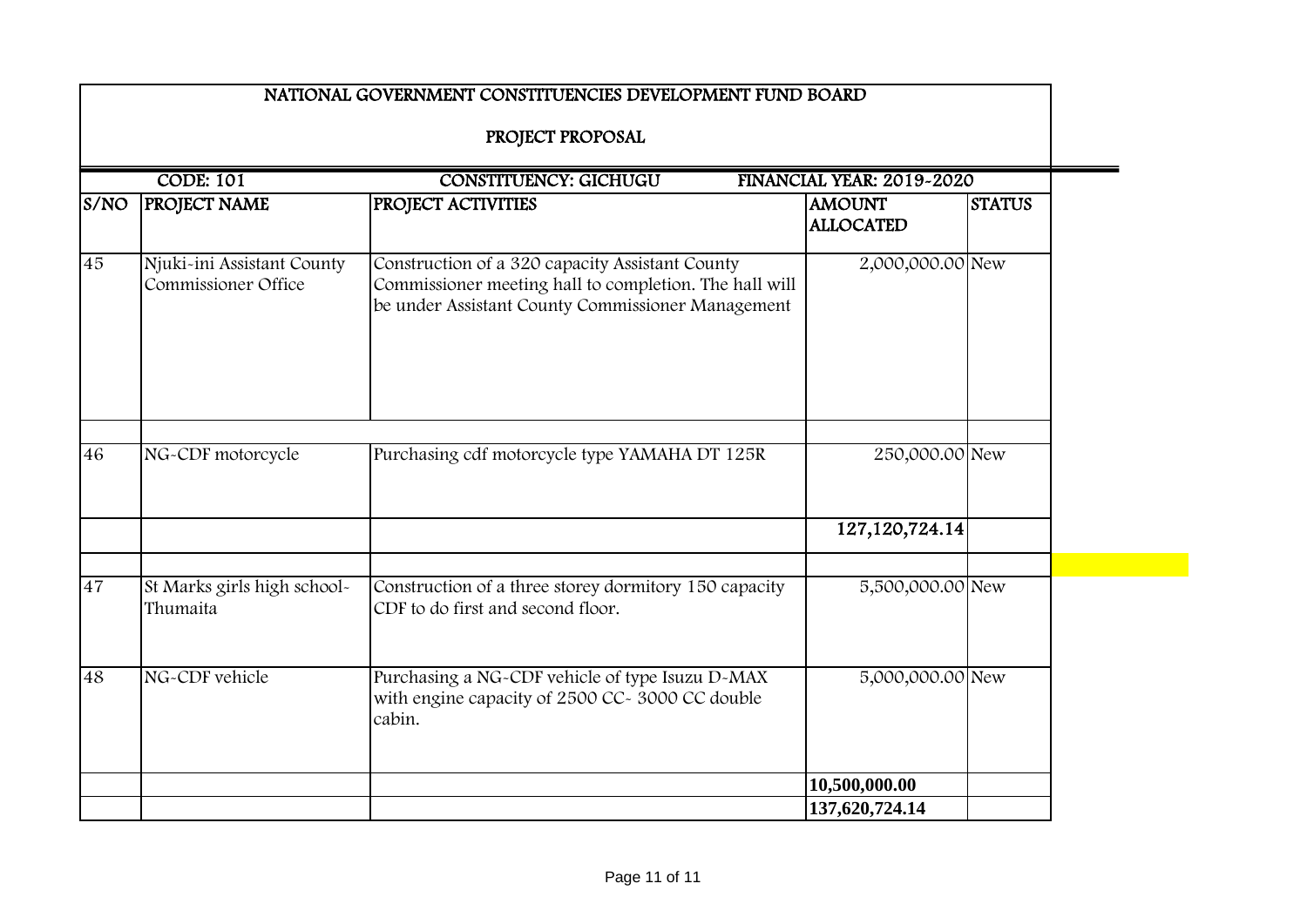# NATIONAL GOVERNMENT CONSTITUENCIES DEVELOPMENT FUND BOARD

## PROJECT PROPOSAL

CODE: 101 | CONSTITUENCY: GICHUGU | FINANCIAL YEAR: 2019-2020

| S/NO | PROJECT NAME | PROJECT ACTIVITIES | AMOUNT ALLOCATED | STATUS |
|---|---|---|---|---|
| 45 | Njuki-ini Assistant County Commissioner Office | Construction of a 320 capacity Assistant County Commissioner meeting hall to completion. The hall will be under Assistant County Commissioner Management | 2,000,000.00 | New |
| | | | | |
| 46 | NG-CDF motorcycle | Purchasing cdf motorcycle type YAMAHA DT 125R | 250,000.00 | New |
| | | | **127,120,724.14** | |
| | | | | |
| 47 | St Marks girls high school-Thumaita | Construction of a three storey dormitory 150 capacity CDF to do first and second floor. | 5,500,000.00 | New |
| 48 | NG-CDF vehicle | Purchasing a NG-CDF vehicle of type Isuzu D-MAX with engine capacity of 2500 CC- 3000 CC double cabin. | 5,000,000.00 | New |
| | | | **10,500,000.00** | |
| | | | **137,620,724.14** | |